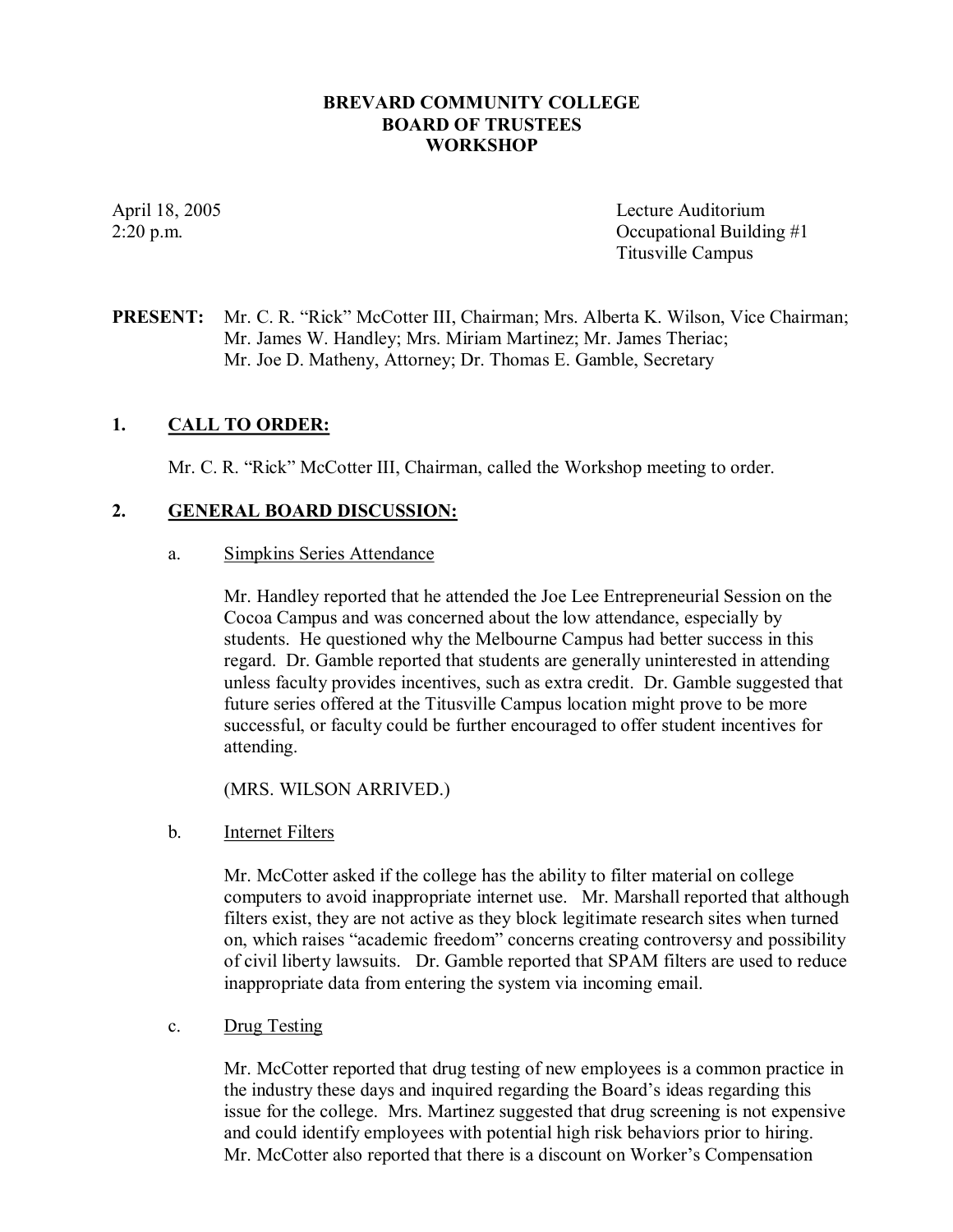# BREVARD COMMUNITY COLLEGE
## BOARD OF TRUSTEES
## WORKSHOP

April 18, 2005
2:20 p.m.

Lecture Auditorium
Occupational Building #1
Titusville Campus

**PRESENT:** Mr. C. R. "Rick" McCotter III, Chairman; Mrs. Alberta K. Wilson, Vice Chairman; Mr. James W. Handley; Mrs. Miriam Martinez; Mr. James Theriac; Mr. Joe D. Matheny, Attorney; Dr. Thomas E. Gamble, Secretary

## 1. CALL TO ORDER:

Mr. C. R. "Rick" McCotter III, Chairman, called the Workshop meeting to order.

## 2. GENERAL BOARD DISCUSSION:

a. Simpkins Series Attendance

Mr. Handley reported that he attended the Joe Lee Entrepreneurial Session on the Cocoa Campus and was concerned about the low attendance, especially by students. He questioned why the Melbourne Campus had better success in this regard. Dr. Gamble reported that students are generally uninterested in attending unless faculty provides incentives, such as extra credit. Dr. Gamble suggested that future series offered at the Titusville Campus location might prove to be more successful, or faculty could be further encouraged to offer student incentives for attending.

(MRS. WILSON ARRIVED.)

b. Internet Filters

Mr. McCotter asked if the college has the ability to filter material on college computers to avoid inappropriate internet use. Mr. Marshall reported that although filters exist, they are not active as they block legitimate research sites when turned on, which raises "academic freedom" concerns creating controversy and possibility of civil liberty lawsuits. Dr. Gamble reported that SPAM filters are used to reduce inappropriate data from entering the system via incoming email.

c. Drug Testing

Mr. McCotter reported that drug testing of new employees is a common practice in the industry these days and inquired regarding the Board's ideas regarding this issue for the college. Mrs. Martinez suggested that drug screening is not expensive and could identify employees with potential high risk behaviors prior to hiring. Mr. McCotter also reported that there is a discount on Worker's Compensation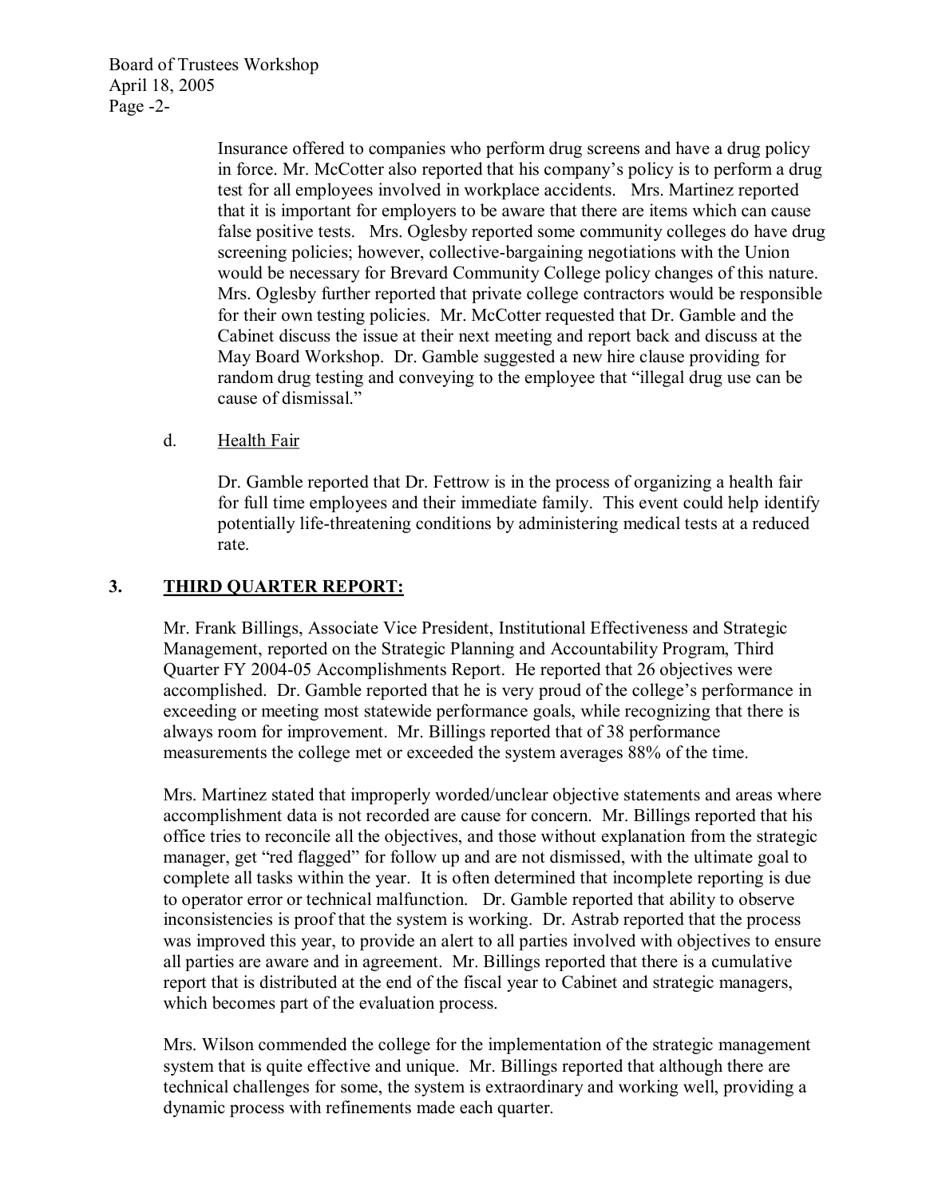Insurance offered to companies who perform drug screens and have a drug policy in force. Mr. McCotter also reported that his company's policy is to perform a drug test for all employees involved in workplace accidents. Mrs. Martinez reported that it is important for employers to be aware that there are items which can cause false positive tests. Mrs. Oglesby reported some community colleges do have drug screening policies; however, collective-bargaining negotiations with the Union would be necessary for Brevard Community College policy changes of this nature. Mrs. Oglesby further reported that private college contractors would be responsible for their own testing policies. Mr. McCotter requested that Dr. Gamble and the Cabinet discuss the issue at their next meeting and report back and discuss at the May Board Workshop. Dr. Gamble suggested a new hire clause providing for random drug testing and conveying to the employee that "illegal drug use can be cause of dismissal."

d. Health Fair

Dr. Gamble reported that Dr. Fettrow is in the process of organizing a health fair for full time employees and their immediate family. This event could help identify potentially life-threatening conditions by administering medical tests at a reduced rate.

## 3. THIRD QUARTER REPORT:

Mr. Frank Billings, Associate Vice President, Institutional Effectiveness and Strategic Management, reported on the Strategic Planning and Accountability Program, Third Quarter FY 2004-05 Accomplishments Report. He reported that 26 objectives were accomplished. Dr. Gamble reported that he is very proud of the college's performance in exceeding or meeting most statewide performance goals, while recognizing that there is always room for improvement. Mr. Billings reported that of 38 performance measurements the college met or exceeded the system averages 88% of the time.

Mrs. Martinez stated that improperly worded/unclear objective statements and areas where accomplishment data is not recorded are cause for concern. Mr. Billings reported that his office tries to reconcile all the objectives, and those without explanation from the strategic manager, get "red flagged" for follow up and are not dismissed, with the ultimate goal to complete all tasks within the year. It is often determined that incomplete reporting is due to operator error or technical malfunction. Dr. Gamble reported that ability to observe inconsistencies is proof that the system is working. Dr. Astrab reported that the process was improved this year, to provide an alert to all parties involved with objectives to ensure all parties are aware and in agreement. Mr. Billings reported that there is a cumulative report that is distributed at the end of the fiscal year to Cabinet and strategic managers, which becomes part of the evaluation process.

Mrs. Wilson commended the college for the implementation of the strategic management system that is quite effective and unique. Mr. Billings reported that although there are technical challenges for some, the system is extraordinary and working well, providing a dynamic process with refinements made each quarter.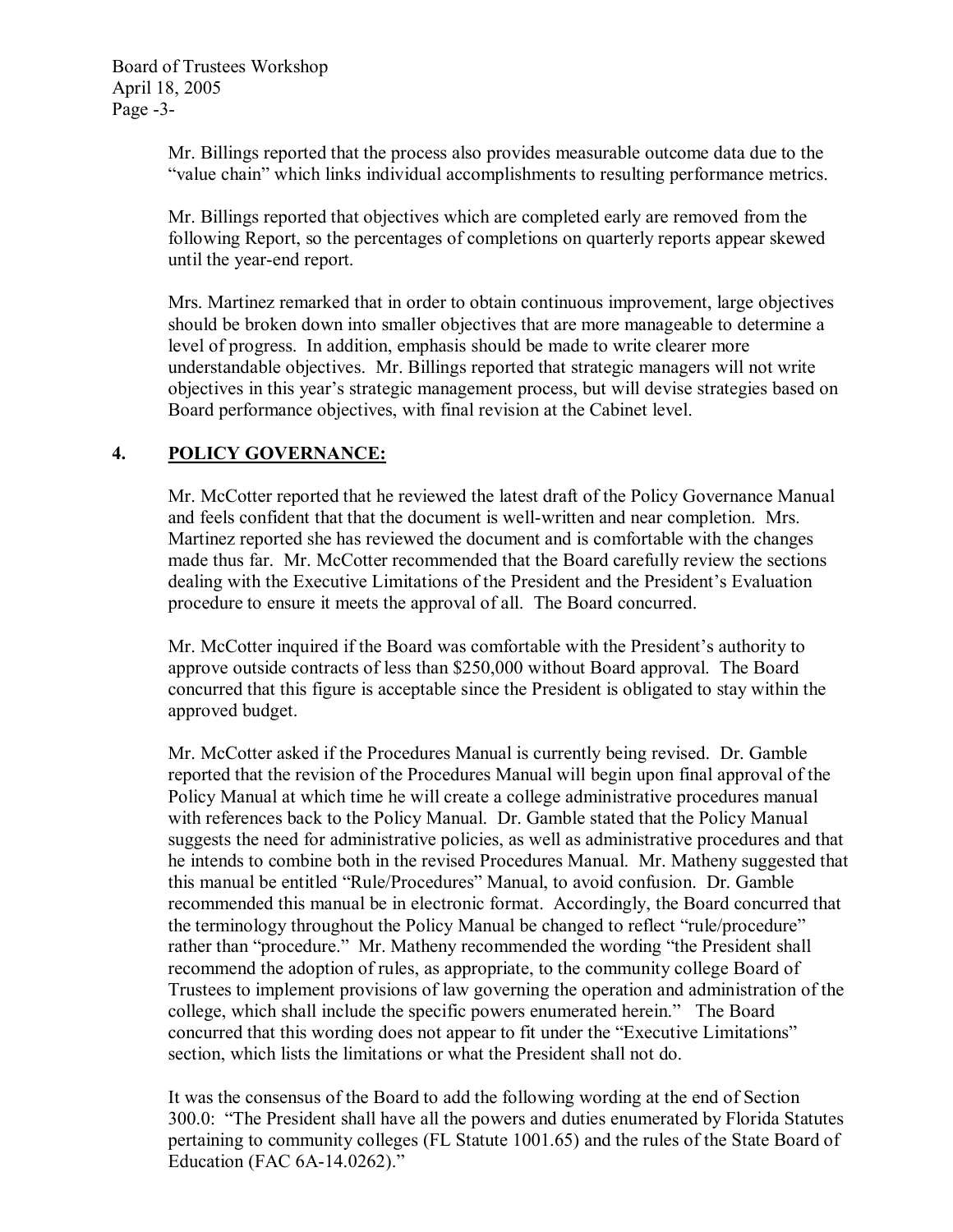Mr. Billings reported that the process also provides measurable outcome data due to the "value chain" which links individual accomplishments to resulting performance metrics.

Mr. Billings reported that objectives which are completed early are removed from the following Report, so the percentages of completions on quarterly reports appear skewed until the year-end report.

Mrs. Martinez remarked that in order to obtain continuous improvement, large objectives should be broken down into smaller objectives that are more manageable to determine a level of progress. In addition, emphasis should be made to write clearer more understandable objectives. Mr. Billings reported that strategic managers will not write objectives in this year's strategic management process, but will devise strategies based on Board performance objectives, with final revision at the Cabinet level.

## 4. POLICY GOVERNANCE:

Mr. McCotter reported that he reviewed the latest draft of the Policy Governance Manual and feels confident that that the document is well-written and near completion. Mrs. Martinez reported she has reviewed the document and is comfortable with the changes made thus far. Mr. McCotter recommended that the Board carefully review the sections dealing with the Executive Limitations of the President and the President's Evaluation procedure to ensure it meets the approval of all. The Board concurred.

Mr. McCotter inquired if the Board was comfortable with the President's authority to approve outside contracts of less than $250,000 without Board approval. The Board concurred that this figure is acceptable since the President is obligated to stay within the approved budget.

Mr. McCotter asked if the Procedures Manual is currently being revised. Dr. Gamble reported that the revision of the Procedures Manual will begin upon final approval of the Policy Manual at which time he will create a college administrative procedures manual with references back to the Policy Manual. Dr. Gamble stated that the Policy Manual suggests the need for administrative policies, as well as administrative procedures and that he intends to combine both in the revised Procedures Manual. Mr. Matheny suggested that this manual be entitled "Rule/Procedures" Manual, to avoid confusion. Dr. Gamble recommended this manual be in electronic format. Accordingly, the Board concurred that the terminology throughout the Policy Manual be changed to reflect "rule/procedure" rather than "procedure." Mr. Matheny recommended the wording "the President shall recommend the adoption of rules, as appropriate, to the community college Board of Trustees to implement provisions of law governing the operation and administration of the college, which shall include the specific powers enumerated herein." The Board concurred that this wording does not appear to fit under the "Executive Limitations" section, which lists the limitations or what the President shall not do.

It was the consensus of the Board to add the following wording at the end of Section 300.0: "The President shall have all the powers and duties enumerated by Florida Statutes pertaining to community colleges (FL Statute 1001.65) and the rules of the State Board of Education (FAC 6A-14.0262)."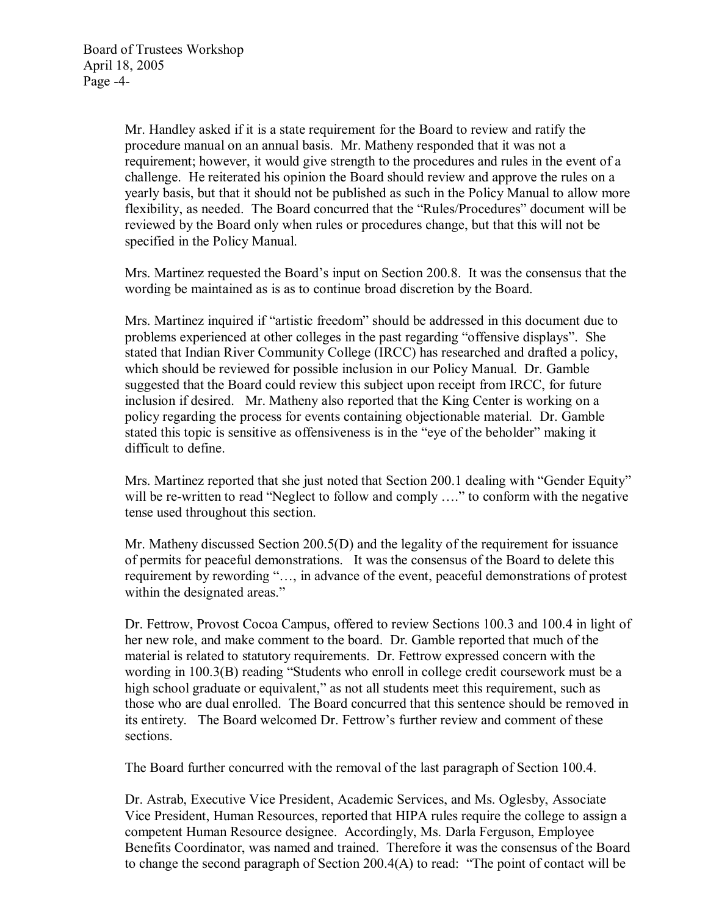Mr. Handley asked if it is a state requirement for the Board to review and ratify the procedure manual on an annual basis. Mr. Matheny responded that it was not a requirement; however, it would give strength to the procedures and rules in the event of a challenge. He reiterated his opinion the Board should review and approve the rules on a yearly basis, but that it should not be published as such in the Policy Manual to allow more flexibility, as needed. The Board concurred that the "Rules/Procedures" document will be reviewed by the Board only when rules or procedures change, but that this will not be specified in the Policy Manual.

Mrs. Martinez requested the Board's input on Section 200.8. It was the consensus that the wording be maintained as is as to continue broad discretion by the Board.

Mrs. Martinez inquired if "artistic freedom" should be addressed in this document due to problems experienced at other colleges in the past regarding "offensive displays". She stated that Indian River Community College (IRCC) has researched and drafted a policy, which should be reviewed for possible inclusion in our Policy Manual. Dr. Gamble suggested that the Board could review this subject upon receipt from IRCC, for future inclusion if desired. Mr. Matheny also reported that the King Center is working on a policy regarding the process for events containing objectionable material. Dr. Gamble stated this topic is sensitive as offensiveness is in the "eye of the beholder" making it difficult to define.

Mrs. Martinez reported that she just noted that Section 200.1 dealing with "Gender Equity" will be re-written to read "Neglect to follow and comply …." to conform with the negative tense used throughout this section.

Mr. Matheny discussed Section 200.5(D) and the legality of the requirement for issuance of permits for peaceful demonstrations. It was the consensus of the Board to delete this requirement by rewording "…, in advance of the event, peaceful demonstrations of protest within the designated areas."

Dr. Fettrow, Provost Cocoa Campus, offered to review Sections 100.3 and 100.4 in light of her new role, and make comment to the board. Dr. Gamble reported that much of the material is related to statutory requirements. Dr. Fettrow expressed concern with the wording in 100.3(B) reading "Students who enroll in college credit coursework must be a high school graduate or equivalent," as not all students meet this requirement, such as those who are dual enrolled. The Board concurred that this sentence should be removed in its entirety. The Board welcomed Dr. Fettrow's further review and comment of these sections.

The Board further concurred with the removal of the last paragraph of Section 100.4.

Dr. Astrab, Executive Vice President, Academic Services, and Ms. Oglesby, Associate Vice President, Human Resources, reported that HIPA rules require the college to assign a competent Human Resource designee. Accordingly, Ms. Darla Ferguson, Employee Benefits Coordinator, was named and trained. Therefore it was the consensus of the Board to change the second paragraph of Section 200.4(A) to read: "The point of contact will be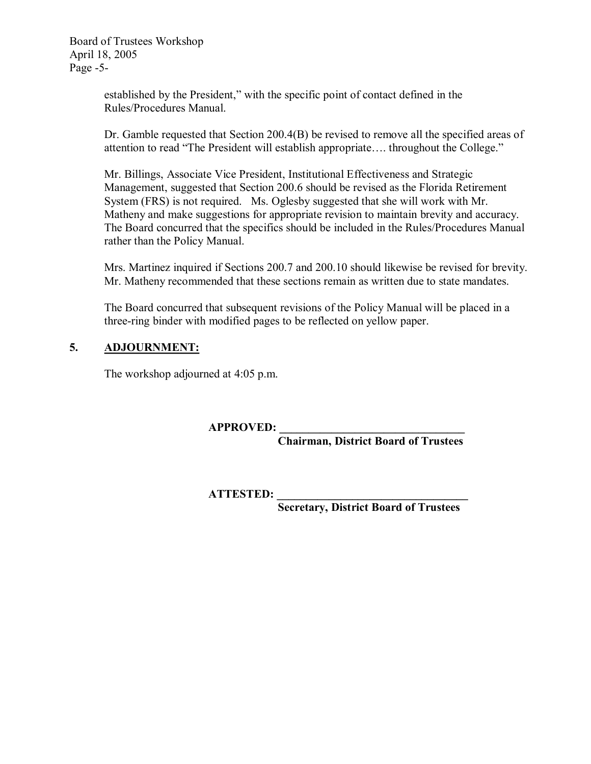established by the President," with the specific point of contact defined in the Rules/Procedures Manual.

Dr. Gamble requested that Section 200.4(B) be revised to remove all the specified areas of attention to read "The President will establish appropriate…. throughout the College."

Mr. Billings, Associate Vice President, Institutional Effectiveness and Strategic Management, suggested that Section 200.6 should be revised as the Florida Retirement System (FRS) is not required. Ms. Oglesby suggested that she will work with Mr. Matheny and make suggestions for appropriate revision to maintain brevity and accuracy. The Board concurred that the specifics should be included in the Rules/Procedures Manual rather than the Policy Manual.

Mrs. Martinez inquired if Sections 200.7 and 200.10 should likewise be revised for brevity. Mr. Matheny recommended that these sections remain as written due to state mandates.

The Board concurred that subsequent revisions of the Policy Manual will be placed in a three-ring binder with modified pages to be reflected on yellow paper.

## 5. ADJOURNMENT:

The workshop adjourned at 4:05 p.m.

**APPROVED: ________________________________**
**Chairman, District Board of Trustees**

**ATTESTED: ________________________________**
**Secretary, District Board of Trustees**